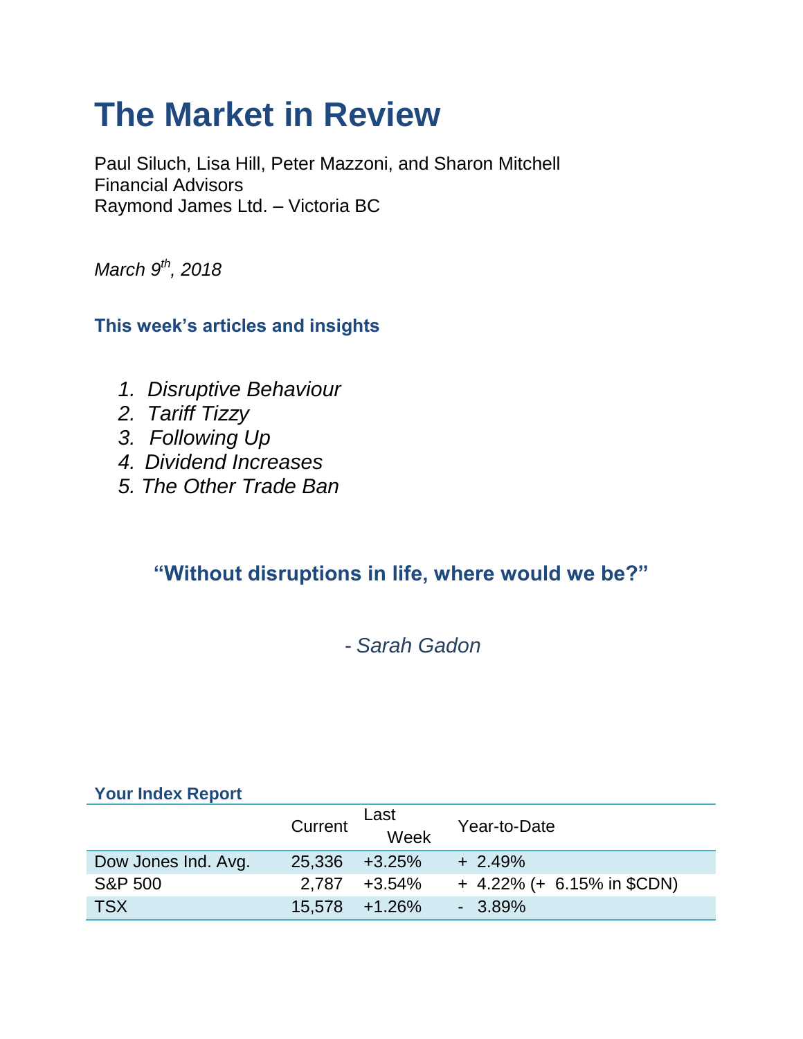# The Market in Review

Paul Siluch, Lisa Hill, Peter Mazzoni, and Sharon Mitchell
Financial Advisors
Raymond James Ltd. – Victoria BC

*March 9th, 2018*

### This week's articles and insights

1. *Disruptive Behaviour*
2. *Tariff Tizzy*
3. *Following Up*
4. *Dividend Increases*
5. *The Other Trade Ban*

**"Without disruptions in life, where would we be?"**

*- Sarah Gadon*

### Your Index Report

| | Current | Last Week | Year-to-Date |
|---|---|---|---|
| Dow Jones Ind. Avg. | 25,336 | +3.25% | + 2.49% |
| S&P 500 | 2,787 | +3.54% | + 4.22% (+ 6.15% in $CDN) |
| TSX | 15,578 | +1.26% | - 3.89% |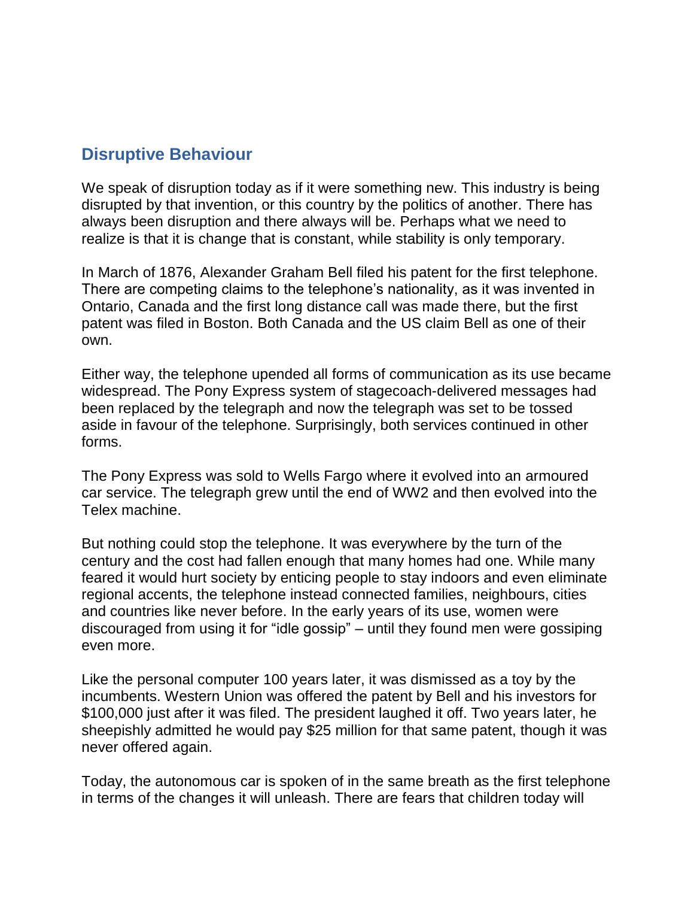## Disruptive Behaviour

We speak of disruption today as if it were something new. This industry is being disrupted by that invention, or this country by the politics of another. There has always been disruption and there always will be. Perhaps what we need to realize is that it is change that is constant, while stability is only temporary.

In March of 1876, Alexander Graham Bell filed his patent for the first telephone. There are competing claims to the telephone's nationality, as it was invented in Ontario, Canada and the first long distance call was made there, but the first patent was filed in Boston. Both Canada and the US claim Bell as one of their own.

Either way, the telephone upended all forms of communication as its use became widespread. The Pony Express system of stagecoach-delivered messages had been replaced by the telegraph and now the telegraph was set to be tossed aside in favour of the telephone. Surprisingly, both services continued in other forms.

The Pony Express was sold to Wells Fargo where it evolved into an armoured car service. The telegraph grew until the end of WW2 and then evolved into the Telex machine.

But nothing could stop the telephone. It was everywhere by the turn of the century and the cost had fallen enough that many homes had one. While many feared it would hurt society by enticing people to stay indoors and even eliminate regional accents, the telephone instead connected families, neighbours, cities and countries like never before. In the early years of its use, women were discouraged from using it for "idle gossip" – until they found men were gossiping even more.

Like the personal computer 100 years later, it was dismissed as a toy by the incumbents. Western Union was offered the patent by Bell and his investors for $100,000 just after it was filed. The president laughed it off. Two years later, he sheepishly admitted he would pay $25 million for that same patent, though it was never offered again.

Today, the autonomous car is spoken of in the same breath as the first telephone in terms of the changes it will unleash. There are fears that children today will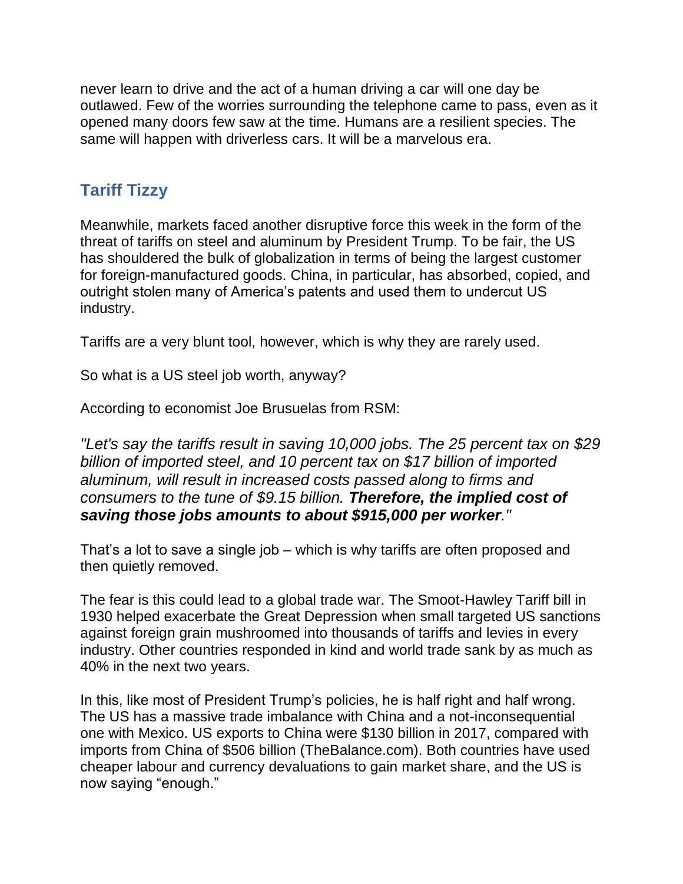never learn to drive and the act of a human driving a car will one day be outlawed. Few of the worries surrounding the telephone came to pass, even as it opened many doors few saw at the time. Humans are a resilient species. The same will happen with driverless cars. It will be a marvelous era.

## Tariff Tizzy

Meanwhile, markets faced another disruptive force this week in the form of the threat of tariffs on steel and aluminum by President Trump. To be fair, the US has shouldered the bulk of globalization in terms of being the largest customer for foreign-manufactured goods. China, in particular, has absorbed, copied, and outright stolen many of America's patents and used them to undercut US industry.

Tariffs are a very blunt tool, however, which is why they are rarely used.

So what is a US steel job worth, anyway?

According to economist Joe Brusuelas from RSM:

*"Let's say the tariffs result in saving 10,000 jobs. The 25 percent tax on $29 billion of imported steel, and 10 percent tax on $17 billion of imported aluminum, will result in increased costs passed along to firms and consumers to the tune of $9.15 billion.* ***Therefore, the implied cost of saving those jobs amounts to about $915,000 per worker****."*

That's a lot to save a single job – which is why tariffs are often proposed and then quietly removed.

The fear is this could lead to a global trade war. The Smoot-Hawley Tariff bill in 1930 helped exacerbate the Great Depression when small targeted US sanctions against foreign grain mushroomed into thousands of tariffs and levies in every industry. Other countries responded in kind and world trade sank by as much as 40% in the next two years.

In this, like most of President Trump's policies, he is half right and half wrong. The US has a massive trade imbalance with China and a not-inconsequential one with Mexico. US exports to China were $130 billion in 2017, compared with imports from China of $506 billion (TheBalance.com). Both countries have used cheaper labour and currency devaluations to gain market share, and the US is now saying "enough."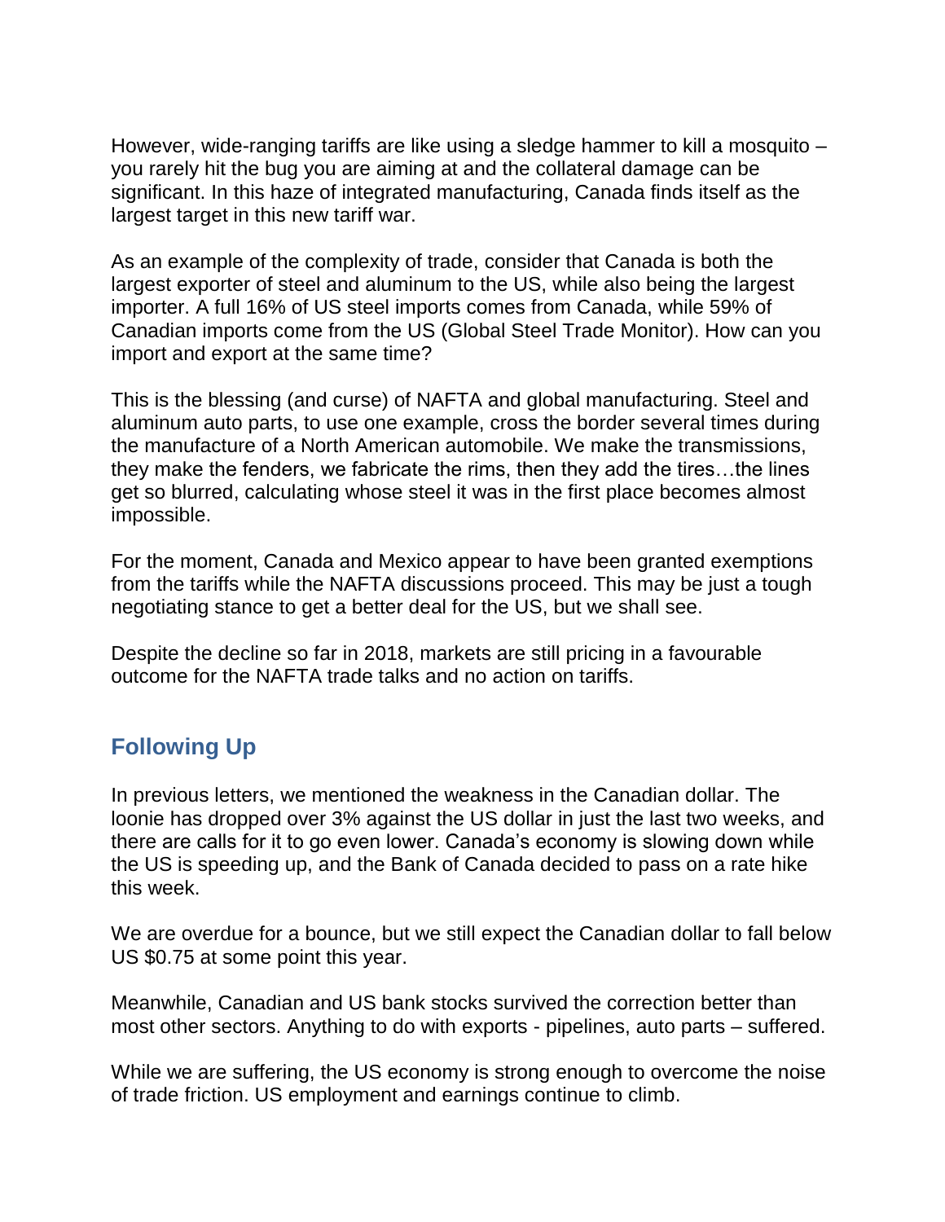However, wide-ranging tariffs are like using a sledge hammer to kill a mosquito – you rarely hit the bug you are aiming at and the collateral damage can be significant. In this haze of integrated manufacturing, Canada finds itself as the largest target in this new tariff war.

As an example of the complexity of trade, consider that Canada is both the largest exporter of steel and aluminum to the US, while also being the largest importer. A full 16% of US steel imports comes from Canada, while 59% of Canadian imports come from the US (Global Steel Trade Monitor). How can you import and export at the same time?

This is the blessing (and curse) of NAFTA and global manufacturing. Steel and aluminum auto parts, to use one example, cross the border several times during the manufacture of a North American automobile. We make the transmissions, they make the fenders, we fabricate the rims, then they add the tires…the lines get so blurred, calculating whose steel it was in the first place becomes almost impossible.

For the moment, Canada and Mexico appear to have been granted exemptions from the tariffs while the NAFTA discussions proceed. This may be just a tough negotiating stance to get a better deal for the US, but we shall see.

Despite the decline so far in 2018, markets are still pricing in a favourable outcome for the NAFTA trade talks and no action on tariffs.

## Following Up

In previous letters, we mentioned the weakness in the Canadian dollar. The loonie has dropped over 3% against the US dollar in just the last two weeks, and there are calls for it to go even lower. Canada's economy is slowing down while the US is speeding up, and the Bank of Canada decided to pass on a rate hike this week.

We are overdue for a bounce, but we still expect the Canadian dollar to fall below US $0.75 at some point this year.

Meanwhile, Canadian and US bank stocks survived the correction better than most other sectors. Anything to do with exports - pipelines, auto parts – suffered.

While we are suffering, the US economy is strong enough to overcome the noise of trade friction. US employment and earnings continue to climb.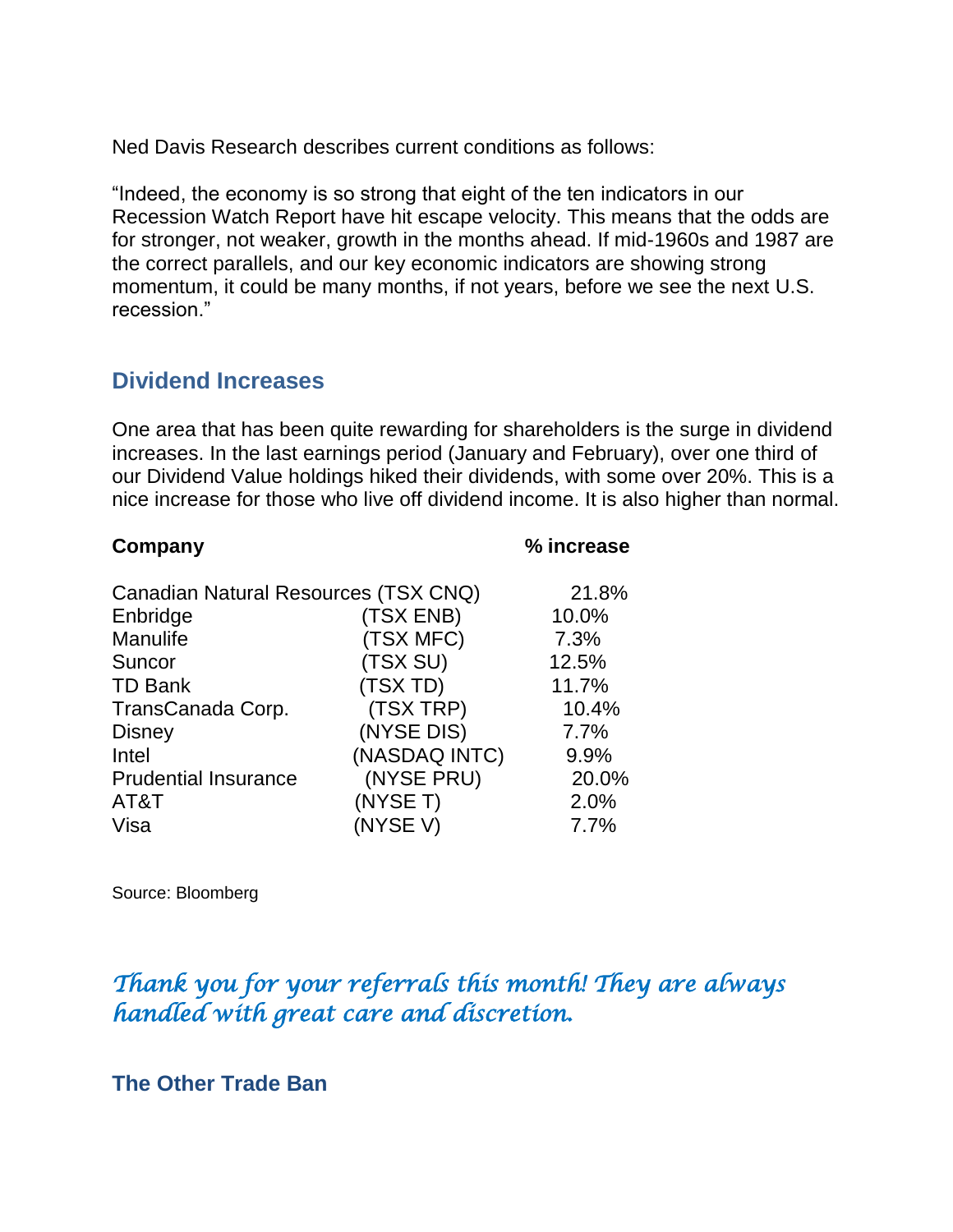Ned Davis Research describes current conditions as follows:

"Indeed, the economy is so strong that eight of the ten indicators in our Recession Watch Report have hit escape velocity. This means that the odds are for stronger, not weaker, growth in the months ahead. If mid-1960s and 1987 are the correct parallels, and our key economic indicators are showing strong momentum, it could be many months, if not years, before we see the next U.S. recession."

## Dividend Increases

One area that has been quite rewarding for shareholders is the surge in dividend increases. In the last earnings period (January and February), over one third of our Dividend Value holdings hiked their dividends, with some over 20%. This is a nice increase for those who live off dividend income. It is also higher than normal.

| Company | | % increase |
|---|---|---|
| Canadian Natural Resources | (TSX CNQ) | 21.8% |
| Enbridge | (TSX ENB) | 10.0% |
| Manulife | (TSX MFC) | 7.3% |
| Suncor | (TSX SU) | 12.5% |
| TD Bank | (TSX TD) | 11.7% |
| TransCanada Corp. | (TSX TRP) | 10.4% |
| Disney | (NYSE DIS) | 7.7% |
| Intel | (NASDAQ INTC) | 9.9% |
| Prudential Insurance | (NYSE PRU) | 20.0% |
| AT&T | (NYSE T) | 2.0% |
| Visa | (NYSE V) | 7.7% |

Source: Bloomberg

*Thank you for your referrals this month! They are always handled with great care and discretion.*

## The Other Trade Ban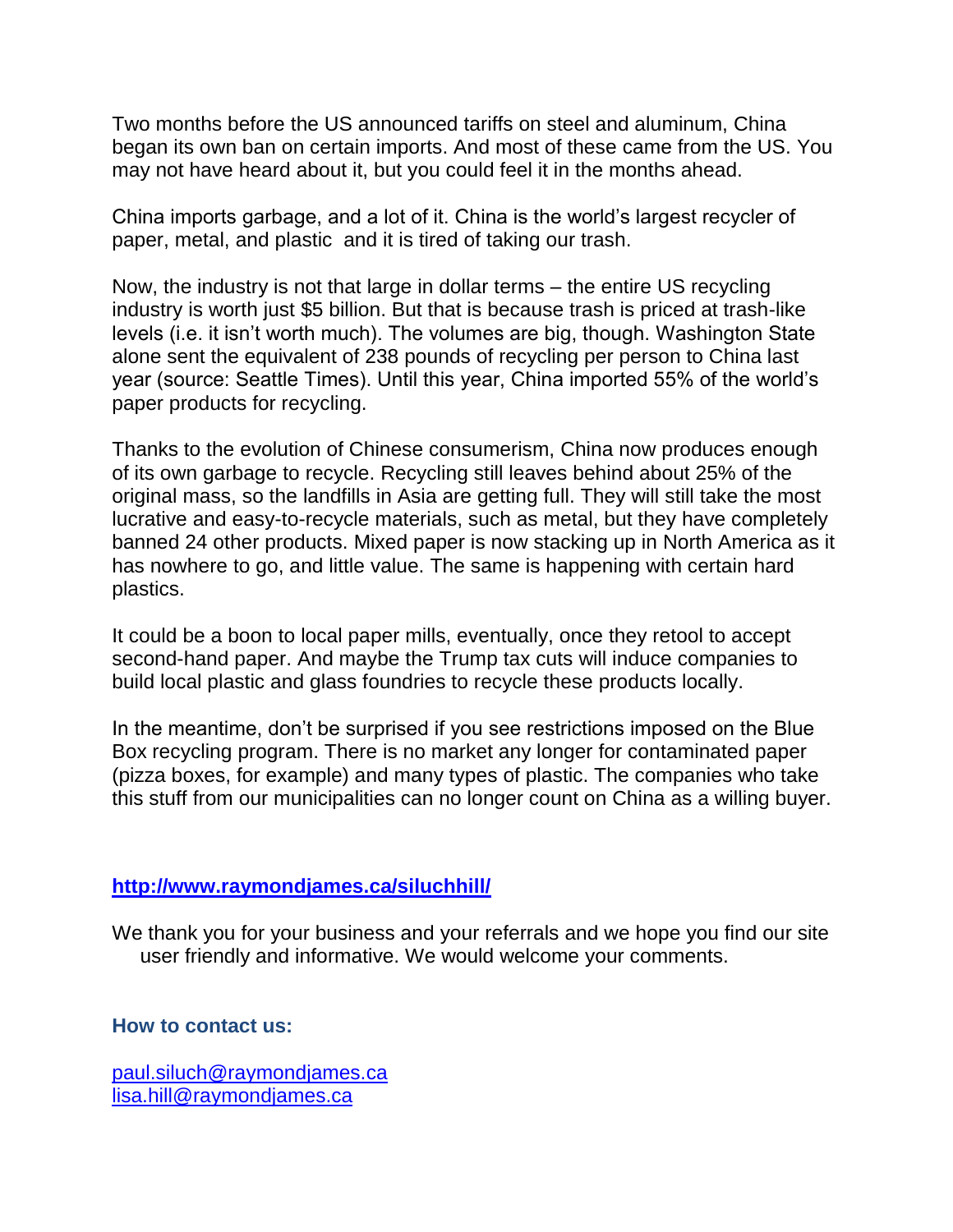Two months before the US announced tariffs on steel and aluminum, China began its own ban on certain imports. And most of these came from the US. You may not have heard about it, but you could feel it in the months ahead.

China imports garbage, and a lot of it. China is the world's largest recycler of paper, metal, and plastic and it is tired of taking our trash.

Now, the industry is not that large in dollar terms – the entire US recycling industry is worth just $5 billion. But that is because trash is priced at trash-like levels (i.e. it isn't worth much). The volumes are big, though. Washington State alone sent the equivalent of 238 pounds of recycling per person to China last year (source: Seattle Times). Until this year, China imported 55% of the world's paper products for recycling.

Thanks to the evolution of Chinese consumerism, China now produces enough of its own garbage to recycle. Recycling still leaves behind about 25% of the original mass, so the landfills in Asia are getting full. They will still take the most lucrative and easy-to-recycle materials, such as metal, but they have completely banned 24 other products. Mixed paper is now stacking up in North America as it has nowhere to go, and little value. The same is happening with certain hard plastics.

It could be a boon to local paper mills, eventually, once they retool to accept second-hand paper. And maybe the Trump tax cuts will induce companies to build local plastic and glass foundries to recycle these products locally.

In the meantime, don't be surprised if you see restrictions imposed on the Blue Box recycling program. There is no market any longer for contaminated paper (pizza boxes, for example) and many types of plastic. The companies who take this stuff from our municipalities can no longer count on China as a willing buyer.

**[http://www.raymondjames.ca/siluchhill/](http://www.raymondjames.ca/siluchhill/)**

We thank you for your business and your referrals and we hope you find our site user friendly and informative. We would welcome your comments.

**How to contact us:**

[paul.siluch@raymondjames.ca](mailto:paul.siluch@raymondjames.ca)
[lisa.hill@raymondjames.ca](mailto:lisa.hill@raymondjames.ca)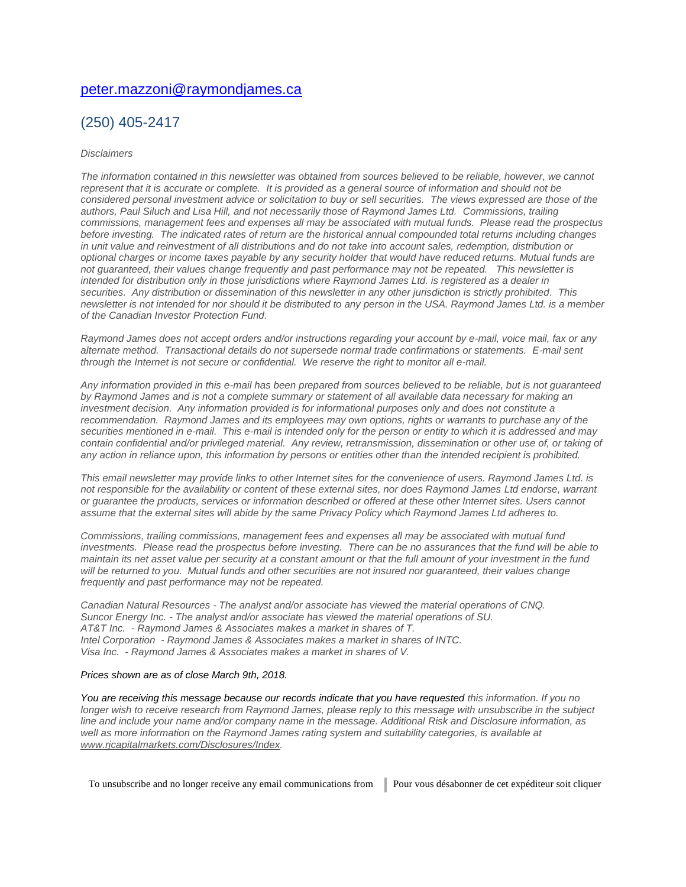[peter.mazzoni@raymondjames.ca](mailto:peter.mazzoni@raymondjames.ca)

(250) 405-2417

*Disclaimers*

*The information contained in this newsletter was obtained from sources believed to be reliable, however, we cannot represent that it is accurate or complete. It is provided as a general source of information and should not be considered personal investment advice or solicitation to buy or sell securities. The views expressed are those of the authors, Paul Siluch and Lisa Hill, and not necessarily those of Raymond James Ltd. Commissions, trailing commissions, management fees and expenses all may be associated with mutual funds. Please read the prospectus before investing. The indicated rates of return are the historical annual compounded total returns including changes in unit value and reinvestment of all distributions and do not take into account sales, redemption, distribution or optional charges or income taxes payable by any security holder that would have reduced returns. Mutual funds are not guaranteed, their values change frequently and past performance may not be repeated. This newsletter is intended for distribution only in those jurisdictions where Raymond James Ltd. is registered as a dealer in securities. Any distribution or dissemination of this newsletter in any other jurisdiction is strictly prohibited. This newsletter is not intended for nor should it be distributed to any person in the USA. Raymond James Ltd. is a member of the Canadian Investor Protection Fund.*

*Raymond James does not accept orders and/or instructions regarding your account by e-mail, voice mail, fax or any alternate method. Transactional details do not supersede normal trade confirmations or statements. E-mail sent through the Internet is not secure or confidential. We reserve the right to monitor all e-mail.*

*Any information provided in this e-mail has been prepared from sources believed to be reliable, but is not guaranteed by Raymond James and is not a complete summary or statement of all available data necessary for making an investment decision. Any information provided is for informational purposes only and does not constitute a recommendation. Raymond James and its employees may own options, rights or warrants to purchase any of the securities mentioned in e-mail. This e-mail is intended only for the person or entity to which it is addressed and may contain confidential and/or privileged material. Any review, retransmission, dissemination or other use of, or taking of any action in reliance upon, this information by persons or entities other than the intended recipient is prohibited.*

*This email newsletter may provide links to other Internet sites for the convenience of users. Raymond James Ltd. is not responsible for the availability or content of these external sites, nor does Raymond James Ltd endorse, warrant or guarantee the products, services or information described or offered at these other Internet sites. Users cannot assume that the external sites will abide by the same Privacy Policy which Raymond James Ltd adheres to.*

*Commissions, trailing commissions, management fees and expenses all may be associated with mutual fund investments. Please read the prospectus before investing. There can be no assurances that the fund will be able to maintain its net asset value per security at a constant amount or that the full amount of your investment in the fund will be returned to you. Mutual funds and other securities are not insured nor guaranteed, their values change frequently and past performance may not be repeated.*

*Canadian Natural Resources - The analyst and/or associate has viewed the material operations of CNQ.*
*Suncor Energy Inc. - The analyst and/or associate has viewed the material operations of SU.*
*AT&T Inc. - Raymond James & Associates makes a market in shares of T.*
*Intel Corporation - Raymond James & Associates makes a market in shares of INTC.*
*Visa Inc. - Raymond James & Associates makes a market in shares of V.*

*Prices shown are as of close March 9th, 2018.*

*You are receiving this message because our records indicate that you have requested this information. If you no longer wish to receive research from Raymond James, please reply to this message with unsubscribe in the subject line and include your name and/or company name in the message. Additional Risk and Disclosure information, as well as more information on the Raymond James rating system and suitability categories, is available at [www.rjcapitalmarkets.com/Disclosures/Index](http://www.rjcapitalmarkets.com/Disclosures/Index).*

To unsubscribe and no longer receive any email communications from | Pour vous désabonner de cet expéditeur soit cliquer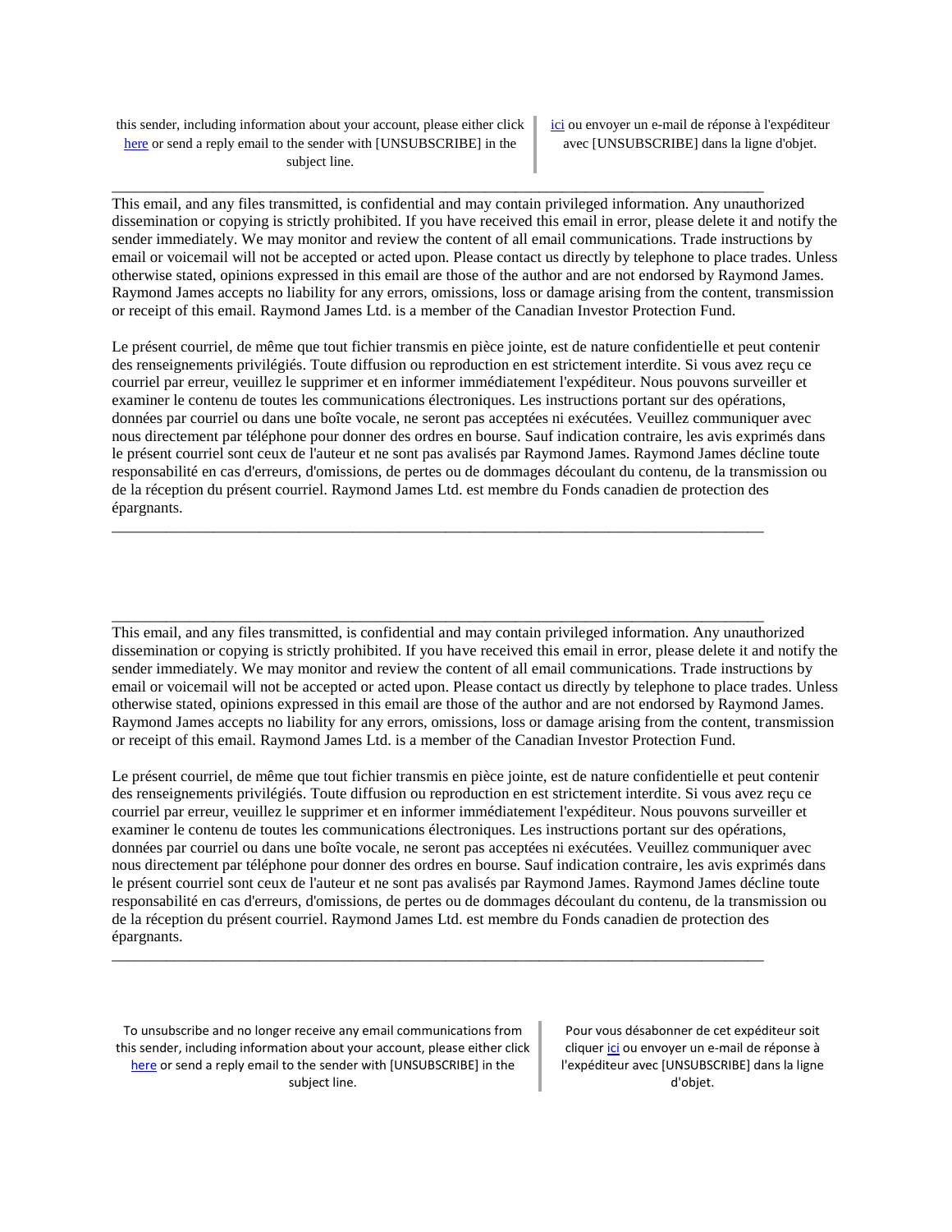this sender, including information about your account, please either click here or send a reply email to the sender with [UNSUBSCRIBE] in the subject line.

ici ou envoyer un e-mail de réponse à l'expéditeur avec [UNSUBSCRIBE] dans la ligne d'objet.

---

This email, and any files transmitted, is confidential and may contain privileged information. Any unauthorized dissemination or copying is strictly prohibited. If you have received this email in error, please delete it and notify the sender immediately. We may monitor and review the content of all email communications. Trade instructions by email or voicemail will not be accepted or acted upon. Please contact us directly by telephone to place trades. Unless otherwise stated, opinions expressed in this email are those of the author and are not endorsed by Raymond James. Raymond James accepts no liability for any errors, omissions, loss or damage arising from the content, transmission or receipt of this email. Raymond James Ltd. is a member of the Canadian Investor Protection Fund.

Le présent courriel, de même que tout fichier transmis en pièce jointe, est de nature confidentielle et peut contenir des renseignements privilégiés. Toute diffusion ou reproduction en est strictement interdite. Si vous avez reçu ce courriel par erreur, veuillez le supprimer et en informer immédiatement l'expéditeur. Nous pouvons surveiller et examiner le contenu de toutes les communications électroniques. Les instructions portant sur des opérations, données par courriel ou dans une boîte vocale, ne seront pas acceptées ni exécutées. Veuillez communiquer avec nous directement par téléphone pour donner des ordres en bourse. Sauf indication contraire, les avis exprimés dans le présent courriel sont ceux de l'auteur et ne sont pas avalisés par Raymond James. Raymond James décline toute responsabilité en cas d'erreurs, d'omissions, de pertes ou de dommages découlant du contenu, de la transmission ou de la réception du présent courriel. Raymond James Ltd. est membre du Fonds canadien de protection des épargnants.

---

---

This email, and any files transmitted, is confidential and may contain privileged information. Any unauthorized dissemination or copying is strictly prohibited. If you have received this email in error, please delete it and notify the sender immediately. We may monitor and review the content of all email communications. Trade instructions by email or voicemail will not be accepted or acted upon. Please contact us directly by telephone to place trades. Unless otherwise stated, opinions expressed in this email are those of the author and are not endorsed by Raymond James. Raymond James accepts no liability for any errors, omissions, loss or damage arising from the content, transmission or receipt of this email. Raymond James Ltd. is a member of the Canadian Investor Protection Fund.

Le présent courriel, de même que tout fichier transmis en pièce jointe, est de nature confidentielle et peut contenir des renseignements privilégiés. Toute diffusion ou reproduction en est strictement interdite. Si vous avez reçu ce courriel par erreur, veuillez le supprimer et en informer immédiatement l'expéditeur. Nous pouvons surveiller et examiner le contenu de toutes les communications électroniques. Les instructions portant sur des opérations, données par courriel ou dans une boîte vocale, ne seront pas acceptées ni exécutées. Veuillez communiquer avec nous directement par téléphone pour donner des ordres en bourse. Sauf indication contraire, les avis exprimés dans le présent courriel sont ceux de l'auteur et ne sont pas avalisés par Raymond James. Raymond James décline toute responsabilité en cas d'erreurs, d'omissions, de pertes ou de dommages découlant du contenu, de la transmission ou de la réception du présent courriel. Raymond James Ltd. est membre du Fonds canadien de protection des épargnants.

---

To unsubscribe and no longer receive any email communications from this sender, including information about your account, please either click here or send a reply email to the sender with [UNSUBSCRIBE] in the subject line.

Pour vous désabonner de cet expéditeur soit cliquer ici ou envoyer un e-mail de réponse à l'expéditeur avec [UNSUBSCRIBE] dans la ligne d'objet.